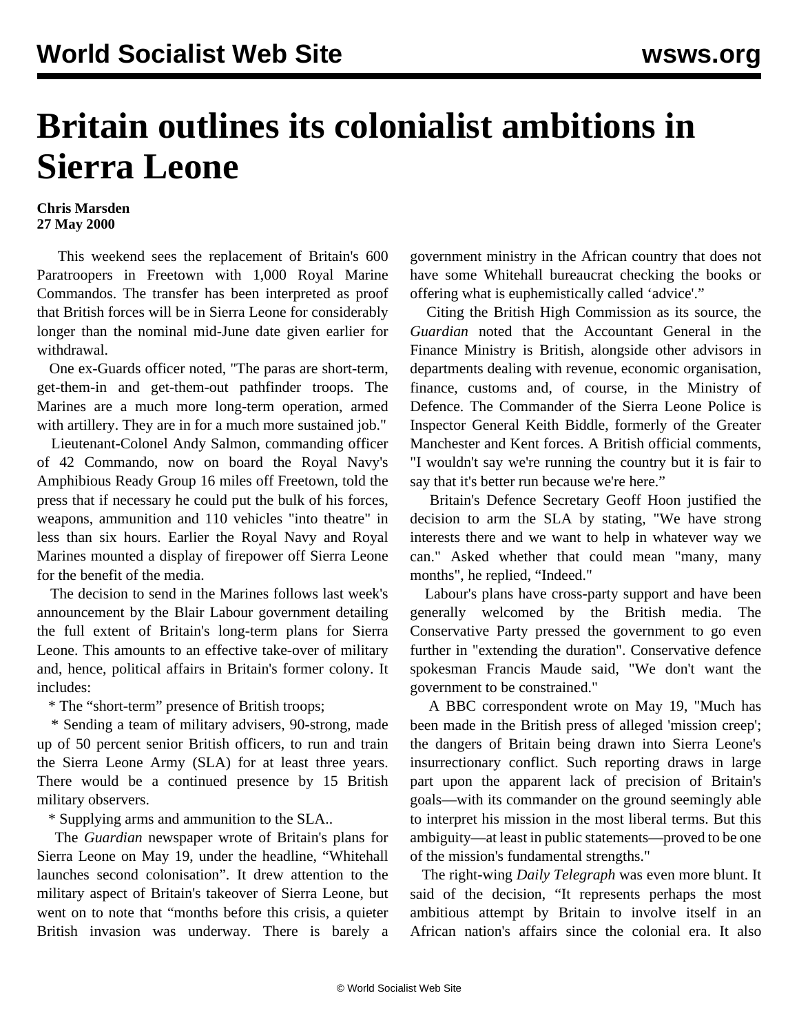# Britain outlines its colonialist ambitions in Sierra Leone

**Chris Marsden**
**27 May 2000**

This weekend sees the replacement of Britain's 600 Paratroopers in Freetown with 1,000 Royal Marine Commandos. The transfer has been interpreted as proof that British forces will be in Sierra Leone for considerably longer than the nominal mid-June date given earlier for withdrawal.

One ex-Guards officer noted, "The paras are short-term, get-them-in and get-them-out pathfinder troops. The Marines are a much more long-term operation, armed with artillery. They are in for a much more sustained job."

Lieutenant-Colonel Andy Salmon, commanding officer of 42 Commando, now on board the Royal Navy's Amphibious Ready Group 16 miles off Freetown, told the press that if necessary he could put the bulk of his forces, weapons, ammunition and 110 vehicles "into theatre" in less than six hours. Earlier the Royal Navy and Royal Marines mounted a display of firepower off Sierra Leone for the benefit of the media.

The decision to send in the Marines follows last week's announcement by the Blair Labour government detailing the full extent of Britain's long-term plans for Sierra Leone. This amounts to an effective take-over of military and, hence, political affairs in Britain's former colony. It includes:

* The "short-term" presence of British troops;
* Sending a team of military advisers, 90-strong, made up of 50 percent senior British officers, to run and train the Sierra Leone Army (SLA) for at least three years. There would be a continued presence by 15 British military observers.
* Supplying arms and ammunition to the SLA..

The *Guardian* newspaper wrote of Britain's plans for Sierra Leone on May 19, under the headline, "Whitehall launches second colonisation". It drew attention to the military aspect of Britain's takeover of Sierra Leone, but went on to note that "months before this crisis, a quieter British invasion was underway. There is barely a government ministry in the African country that does not have some Whitehall bureaucrat checking the books or offering what is euphemistically called 'advice'."

Citing the British High Commission as its source, the *Guardian* noted that the Accountant General in the Finance Ministry is British, alongside other advisors in departments dealing with revenue, economic organisation, finance, customs and, of course, in the Ministry of Defence. The Commander of the Sierra Leone Police is Inspector General Keith Biddle, formerly of the Greater Manchester and Kent forces. A British official comments, "I wouldn't say we're running the country but it is fair to say that it's better run because we're here."

Britain's Defence Secretary Geoff Hoon justified the decision to arm the SLA by stating, "We have strong interests there and we want to help in whatever way we can." Asked whether that could mean "many, many months", he replied, "Indeed."

Labour's plans have cross-party support and have been generally welcomed by the British media. The Conservative Party pressed the government to go even further in "extending the duration". Conservative defence spokesman Francis Maude said, "We don't want the government to be constrained."

A BBC correspondent wrote on May 19, "Much has been made in the British press of alleged 'mission creep'; the dangers of Britain being drawn into Sierra Leone's insurrectionary conflict. Such reporting draws in large part upon the apparent lack of precision of Britain's goals—with its commander on the ground seemingly able to interpret his mission in the most liberal terms. But this ambiguity—at least in public statements—proved to be one of the mission's fundamental strengths."

The right-wing *Daily Telegraph* was even more blunt. It said of the decision, "It represents perhaps the most ambitious attempt by Britain to involve itself in an African nation's affairs since the colonial era. It also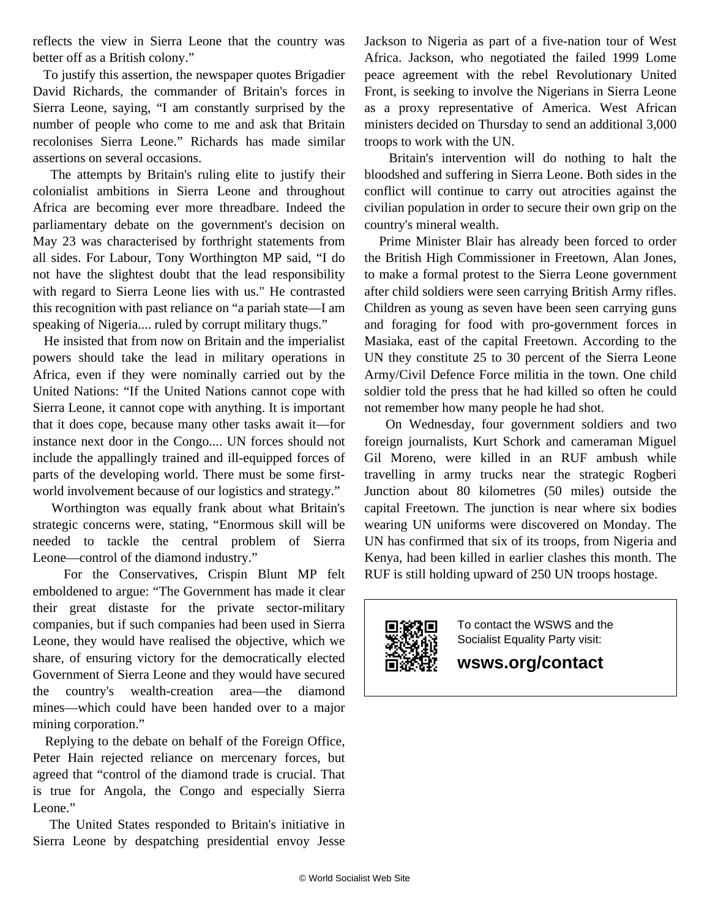reflects the view in Sierra Leone that the country was better off as a British colony."

To justify this assertion, the newspaper quotes Brigadier David Richards, the commander of Britain's forces in Sierra Leone, saying, "I am constantly surprised by the number of people who come to me and ask that Britain recolonises Sierra Leone." Richards has made similar assertions on several occasions.

The attempts by Britain's ruling elite to justify their colonialist ambitions in Sierra Leone and throughout Africa are becoming ever more threadbare. Indeed the parliamentary debate on the government's decision on May 23 was characterised by forthright statements from all sides. For Labour, Tony Worthington MP said, "I do not have the slightest doubt that the lead responsibility with regard to Sierra Leone lies with us." He contrasted this recognition with past reliance on "a pariah state—I am speaking of Nigeria.... ruled by corrupt military thugs."

He insisted that from now on Britain and the imperialist powers should take the lead in military operations in Africa, even if they were nominally carried out by the United Nations: "If the United Nations cannot cope with Sierra Leone, it cannot cope with anything. It is important that it does cope, because many other tasks await it—for instance next door in the Congo.... UN forces should not include the appallingly trained and ill-equipped forces of parts of the developing world. There must be some first-world involvement because of our logistics and strategy."

Worthington was equally frank about what Britain's strategic concerns were, stating, "Enormous skill will be needed to tackle the central problem of Sierra Leone—control of the diamond industry."

For the Conservatives, Crispin Blunt MP felt emboldened to argue: "The Government has made it clear their great distaste for the private sector-military companies, but if such companies had been used in Sierra Leone, they would have realised the objective, which we share, of ensuring victory for the democratically elected Government of Sierra Leone and they would have secured the country's wealth-creation area—the diamond mines—which could have been handed over to a major mining corporation."

Replying to the debate on behalf of the Foreign Office, Peter Hain rejected reliance on mercenary forces, but agreed that "control of the diamond trade is crucial. That is true for Angola, the Congo and especially Sierra Leone."

The United States responded to Britain's initiative in Sierra Leone by despatching presidential envoy Jesse Jackson to Nigeria as part of a five-nation tour of West Africa. Jackson, who negotiated the failed 1999 Lome peace agreement with the rebel Revolutionary United Front, is seeking to involve the Nigerians in Sierra Leone as a proxy representative of America. West African ministers decided on Thursday to send an additional 3,000 troops to work with the UN.

Britain's intervention will do nothing to halt the bloodshed and suffering in Sierra Leone. Both sides in the conflict will continue to carry out atrocities against the civilian population in order to secure their own grip on the country's mineral wealth.

Prime Minister Blair has already been forced to order the British High Commissioner in Freetown, Alan Jones, to make a formal protest to the Sierra Leone government after child soldiers were seen carrying British Army rifles. Children as young as seven have been seen carrying guns and foraging for food with pro-government forces in Masiaka, east of the capital Freetown. According to the UN they constitute 25 to 30 percent of the Sierra Leone Army/Civil Defence Force militia in the town. One child soldier told the press that he had killed so often he could not remember how many people he had shot.

On Wednesday, four government soldiers and two foreign journalists, Kurt Schork and cameraman Miguel Gil Moreno, were killed in an RUF ambush while travelling in army trucks near the strategic Rogberi Junction about 80 kilometres (50 miles) outside the capital Freetown. The junction is near where six bodies wearing UN uniforms were discovered on Monday. The UN has confirmed that six of its troops, from Nigeria and Kenya, had been killed in earlier clashes this month. The RUF is still holding upward of 250 UN troops hostage.

To contact the WSWS and the Socialist Equality Party visit:

**wsws.org/contact**